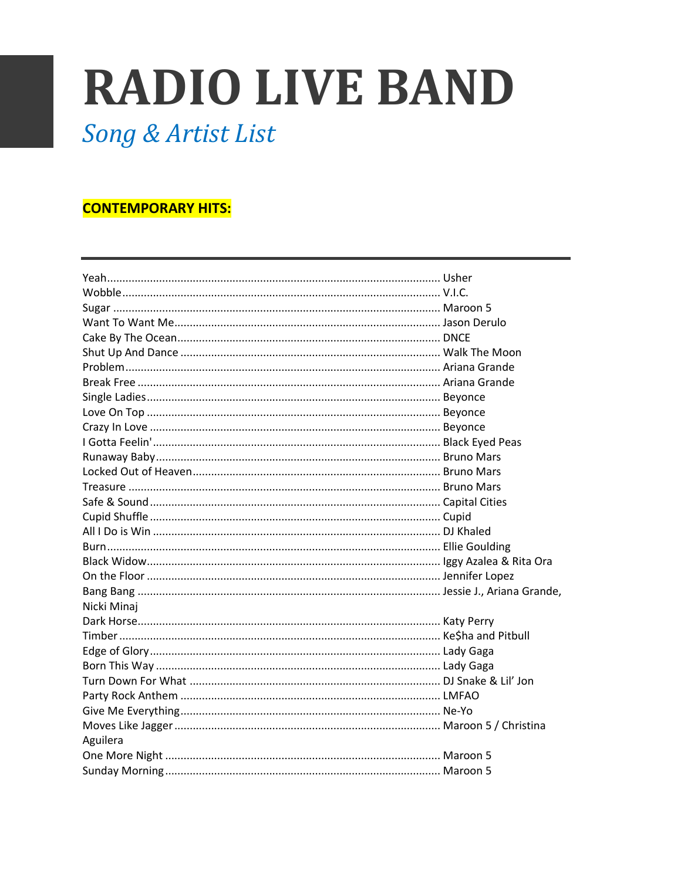# RADIO LIVE BAND

## *Song & Artist List*

**CONTEMPORARY HITS:**

---

Yeah.......................................................................................................... Usher
Wobble...................................................................................................... V.I.C.
Sugar ........................................................................................................ Maroon 5
Want To Want Me..................................................................................... Jason Derulo
Cake By The Ocean................................................................................... DNCE
Shut Up And Dance .................................................................................. Walk The Moon
Problem..................................................................................................... Ariana Grande
Break Free ................................................................................................. Ariana Grande
Single Ladies.............................................................................................. Beyonce
Love On Top .............................................................................................. Beyonce
Crazy In Love ............................................................................................. Beyonce
I Gotta Feelin'............................................................................................ Black Eyed Peas
Runaway Baby........................................................................................... Bruno Mars
Locked Out of Heaven............................................................................... Bruno Mars
Treasure .................................................................................................... Bruno Mars
Safe & Sound............................................................................................. Capital Cities
Cupid Shuffle ............................................................................................. Cupid
All I Do is Win ............................................................................................ DJ Khaled
Burn.......................................................................................................... Ellie Goulding
Black Widow.............................................................................................. Iggy Azalea & Rita Ora
On the Floor .............................................................................................. Jennifer Lopez
Bang Bang ................................................................................................. Jessie J., Ariana Grande, Nicki Minaj
Dark Horse................................................................................................. Katy Perry
Timber ....................................................................................................... Ke$ha and Pitbull
Edge of Glory............................................................................................. Lady Gaga
Born This Way ........................................................................................... Lady Gaga
Turn Down For What ................................................................................ DJ Snake & Lil' Jon
Party Rock Anthem ................................................................................... LMFAO
Give Me Everything................................................................................... Ne-Yo
Moves Like Jagger..................................................................................... Maroon 5 / Christina Aguilera
One More Night ........................................................................................ Maroon 5
Sunday Morning........................................................................................ Maroon 5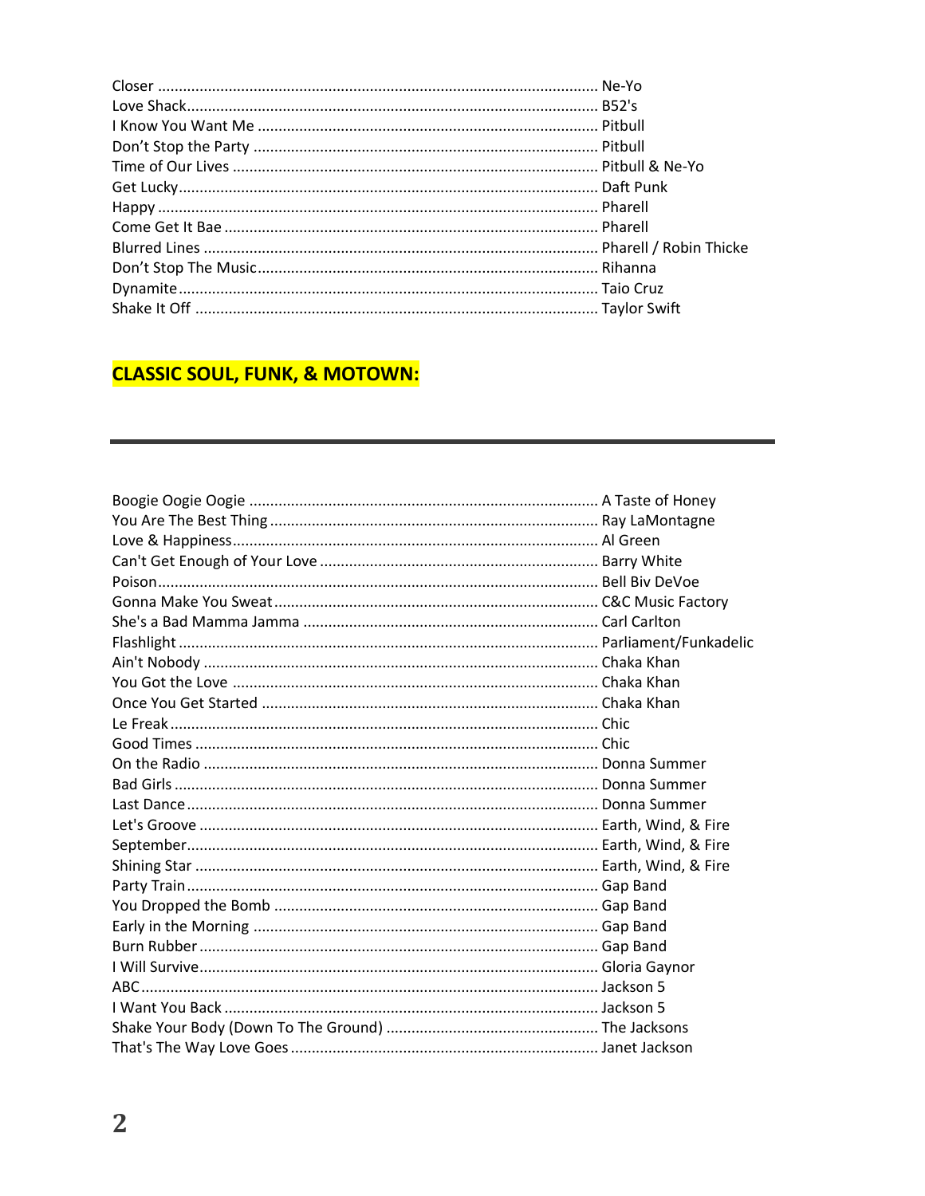Closer ........................................................................................................ Ne-Yo
Love Shack................................................................................................. B52's
I Know You Want Me ................................................................................. Pitbull
Don't Stop the Party .................................................................................. Pitbull
Time of Our Lives ....................................................................................... Pitbull & Ne-Yo
Get Lucky.................................................................................................... Daft Punk
Happy ......................................................................................................... Pharell
Come Get It Bae ......................................................................................... Pharell
Blurred Lines .............................................................................................. Pharell / Robin Thicke
Don't Stop The Music................................................................................. Rihanna
Dynamite.................................................................................................... Taio Cruz
Shake It Off ................................................................................................ Taylor Swift

## CLASSIC SOUL, FUNK, & MOTOWN:

---

Boogie Oogie Oogie ................................................................................... A Taste of Honey
You Are The Best Thing .............................................................................. Ray LaMontagne
Love & Happiness....................................................................................... Al Green
Can't Get Enough of Your Love .................................................................. Barry White
Poison......................................................................................................... Bell Biv DeVoe
Gonna Make You Sweat............................................................................. C&C Music Factory
She's a Bad Mamma Jamma ...................................................................... Carl Carlton
Flashlight .................................................................................................... Parliament/Funkadelic
Ain't Nobody .............................................................................................. Chaka Khan
You Got the Love ....................................................................................... Chaka Khan
Once You Get Started ................................................................................ Chaka Khan
Le Freak...................................................................................................... Chic
Good Times ................................................................................................ Chic
On the Radio .............................................................................................. Donna Summer
Bad Girls .................................................................................................... Donna Summer
Last Dance.................................................................................................. Donna Summer
Let's Groove ............................................................................................... Earth, Wind, & Fire
September.................................................................................................. Earth, Wind, & Fire
Shining Star ................................................................................................ Earth, Wind, & Fire
Party Train.................................................................................................. Gap Band
You Dropped the Bomb ............................................................................. Gap Band
Early in the Morning .................................................................................. Gap Band
Burn Rubber............................................................................................... Gap Band
I Will Survive............................................................................................... Gloria Gaynor
ABC............................................................................................................. Jackson 5
I Want You Back ......................................................................................... Jackson 5
Shake Your Body (Down To The Ground) .................................................. The Jacksons
That's The Way Love Goes ......................................................................... Janet Jackson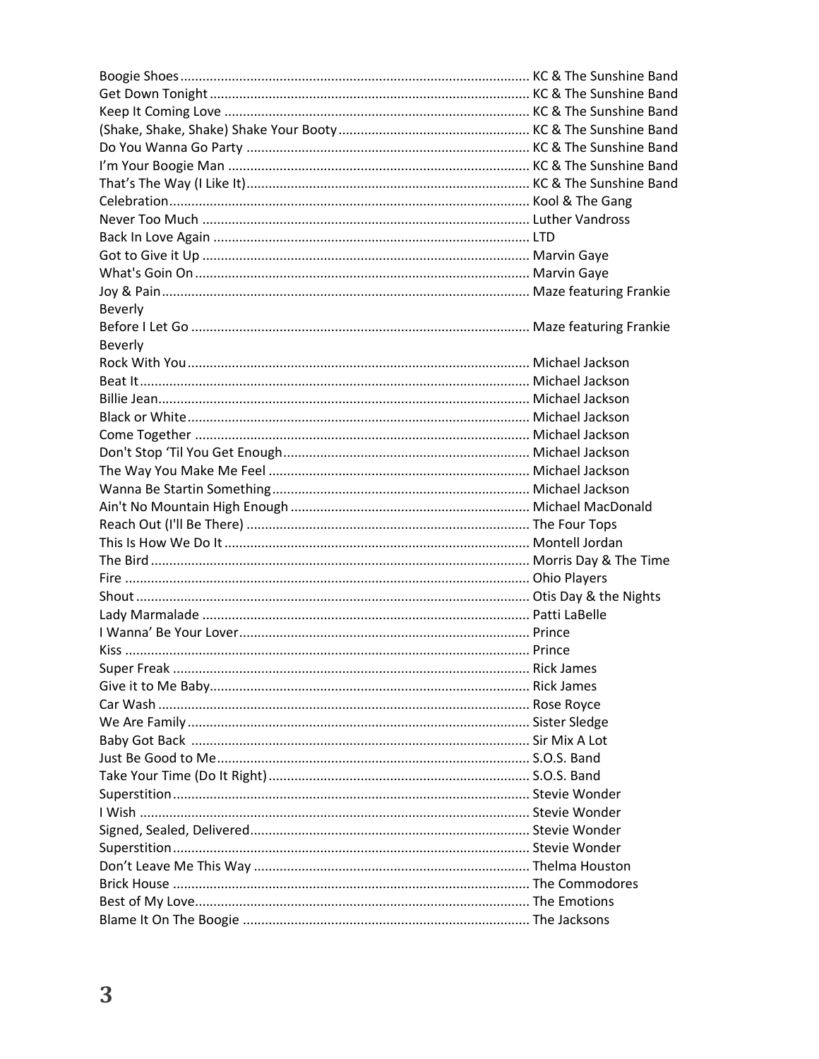Boogie Shoes .......................................................................................... KC & The Sunshine Band
Get Down Tonight .................................................................................. KC & The Sunshine Band
Keep It Coming Love .............................................................................. KC & The Sunshine Band
(Shake, Shake, Shake) Shake Your Booty ................................................ KC & The Sunshine Band
Do You Wanna Go Party ......................................................................... KC & The Sunshine Band
I'm Your Boogie Man .............................................................................. KC & The Sunshine Band
That's The Way (I Like It) ........................................................................ KC & The Sunshine Band
Celebration ............................................................................................. Kool & The Gang
Never Too Much ..................................................................................... Luther Vandross
Back In Love Again ................................................................................. LTD
Got to Give it Up .................................................................................... Marvin Gaye
What's Goin On ...................................................................................... Marvin Gaye
Joy & Pain ............................................................................................... Maze featuring Frankie Beverly
Before I Let Go ....................................................................................... Maze featuring Frankie Beverly
Rock With You ........................................................................................ Michael Jackson
Beat It ..................................................................................................... Michael Jackson
Billie Jean ................................................................................................ Michael Jackson
Black or White ........................................................................................ Michael Jackson
Come Together ....................................................................................... Michael Jackson
Don't Stop 'Til You Get Enough .............................................................. Michael Jackson
The Way You Make Me Feel ................................................................... Michael Jackson
Wanna Be Startin Something .................................................................. Michael Jackson
Ain't No Mountain High Enough ............................................................. Michael MacDonald
Reach Out (I'll Be There) ........................................................................ The Four Tops
This Is How We Do It .............................................................................. Montell Jordan
The Bird .................................................................................................. Morris Day & The Time
Fire ......................................................................................................... Ohio Players
Shout ...................................................................................................... Otis Day & the Nights
Lady Marmalade .................................................................................... Patti LaBelle
I Wanna' Be Your Lover ........................................................................... Prince
Kiss ......................................................................................................... Prince
Super Freak ............................................................................................ Rick James
Give it to Me Baby .................................................................................. Rick James
Car Wash ................................................................................................ Rose Royce
We Are Family ........................................................................................ Sister Sledge
Baby Got Back ........................................................................................ Sir Mix A Lot
Just Be Good to Me ................................................................................. S.O.S. Band
Take Your Time (Do It Right) ................................................................... S.O.S. Band
Superstition ............................................................................................ Stevie Wonder
I Wish ..................................................................................................... Stevie Wonder
Signed, Sealed, Delivered ....................................................................... Stevie Wonder
Superstition ............................................................................................ Stevie Wonder
Don't Leave Me This Way ....................................................................... Thelma Houston
Brick House ............................................................................................ The Commodores
Best of My Love ...................................................................................... The Emotions
Blame It On The Boogie .......................................................................... The Jacksons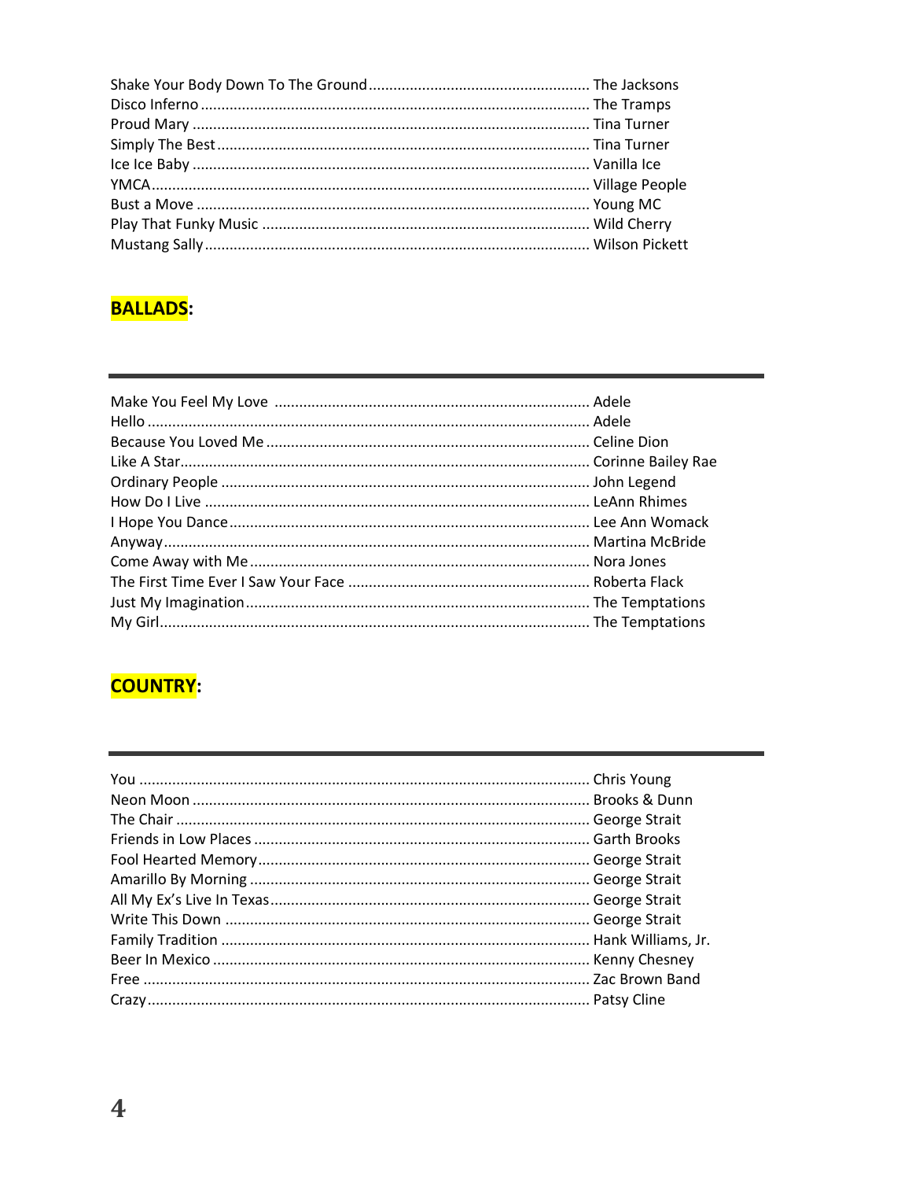Shake Your Body Down To The Ground ...................................................... The Jacksons
Disco Inferno .............................................................................................. The Tramps
Proud Mary ................................................................................................ Tina Turner
Simply The Best .......................................................................................... Tina Turner
Ice Ice Baby ................................................................................................ Vanilla Ice
YMCA ........................................................................................................... Village People
Bust a Move ................................................................................................ Young MC
Play That Funky Music ............................................................................... Wild Cherry
Mustang Sally ............................................................................................. Wilson Pickett

## BALLADS:

---

Make You Feel My Love ............................................................................ Adele
Hello ........................................................................................................... Adele
Because You Loved Me ............................................................................. Celine Dion
Like A Star .................................................................................................. Corinne Bailey Rae
Ordinary People ......................................................................................... John Legend
How Do I Live ............................................................................................. LeAnn Rhimes
I Hope You Dance ....................................................................................... Lee Ann Womack
Anyway ....................................................................................................... Martina McBride
Come Away with Me .................................................................................. Nora Jones
The First Time Ever I Saw Your Face .......................................................... Roberta Flack
Just My Imagination ................................................................................... The Temptations
My Girl ........................................................................................................ The Temptations

## COUNTRY:

---

You ............................................................................................................. Chris Young
Neon Moon ................................................................................................ Brooks & Dunn
The Chair .................................................................................................... George Strait
Friends in Low Places ................................................................................. Garth Brooks
Fool Hearted Memory ................................................................................ George Strait
Amarillo By Morning .................................................................................. George Strait
All My Ex's Live In Texas ............................................................................. George Strait
Write This Down ........................................................................................ George Strait
Family Tradition ......................................................................................... Hank Williams, Jr.
Beer In Mexico ........................................................................................... Kenny Chesney
Free ............................................................................................................ Zac Brown Band
Crazy ........................................................................................................... Patsy Cline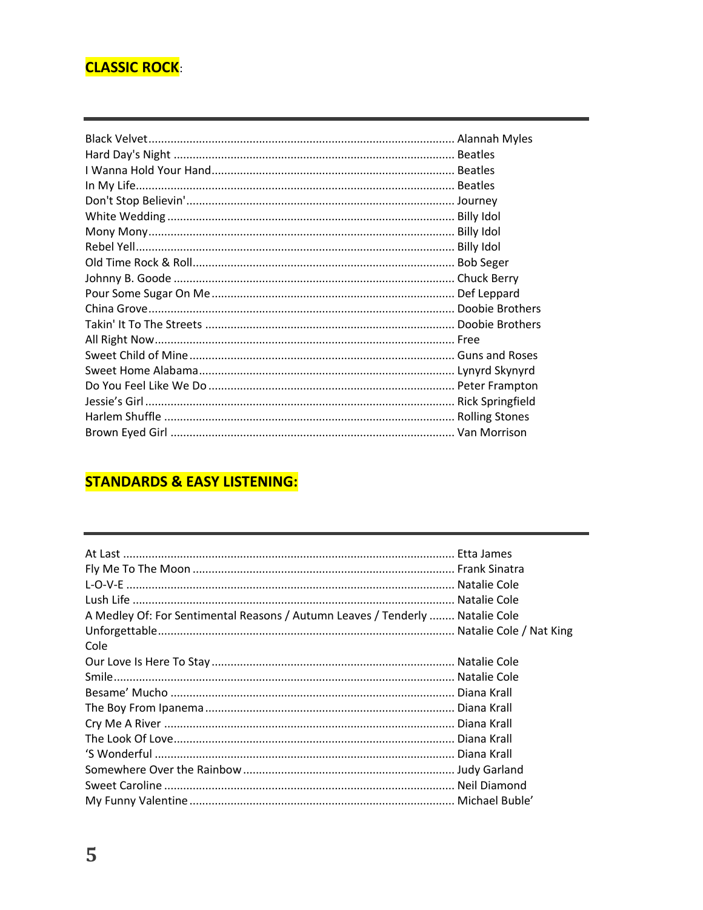## CLASSIC ROCK:

| | |
|---|---|
| Black Velvet | Alannah Myles |
| Hard Day's Night | Beatles |
| I Wanna Hold Your Hand | Beatles |
| In My Life | Beatles |
| Don't Stop Believin' | Journey |
| White Wedding | Billy Idol |
| Mony Mony | Billy Idol |
| Rebel Yell | Billy Idol |
| Old Time Rock & Roll | Bob Seger |
| Johnny B. Goode | Chuck Berry |
| Pour Some Sugar On Me | Def Leppard |
| China Grove | Doobie Brothers |
| Takin' It To The Streets | Doobie Brothers |
| All Right Now | Free |
| Sweet Child of Mine | Guns and Roses |
| Sweet Home Alabama | Lynyrd Skynyrd |
| Do You Feel Like We Do | Peter Frampton |
| Jessie's Girl | Rick Springfield |
| Harlem Shuffle | Rolling Stones |
| Brown Eyed Girl | Van Morrison |

## STANDARDS & EASY LISTENING:

| | |
|---|---|
| At Last | Etta James |
| Fly Me To The Moon | Frank Sinatra |
| L-O-V-E | Natalie Cole |
| Lush Life | Natalie Cole |
| A Medley Of: For Sentimental Reasons / Autumn Leaves / Tenderly | Natalie Cole |
| Unforgettable | Natalie Cole / Nat King Cole |
| Our Love Is Here To Stay | Natalie Cole |
| Smile | Natalie Cole |
| Besame' Mucho | Diana Krall |
| The Boy From Ipanema | Diana Krall |
| Cry Me A River | Diana Krall |
| The Look Of Love | Diana Krall |
| 'S Wonderful | Diana Krall |
| Somewhere Over the Rainbow | Judy Garland |
| Sweet Caroline | Neil Diamond |
| My Funny Valentine | Michael Buble' |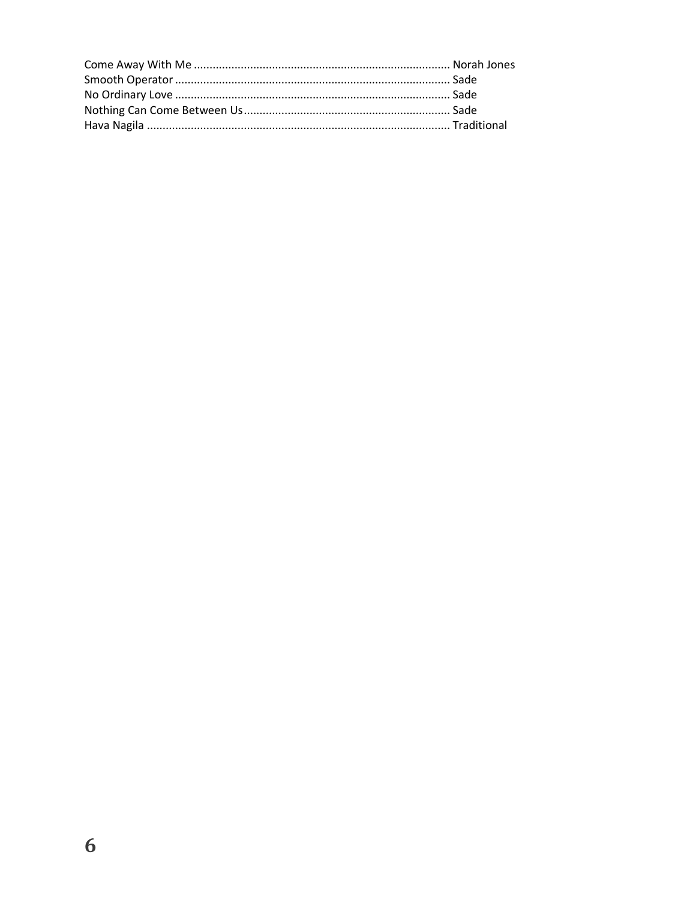Come Away With Me ................................................................................. Norah Jones
Smooth Operator ....................................................................................... Sade
No Ordinary Love ....................................................................................... Sade
Nothing Can Come Between Us ................................................................. Sade
Hava Nagila ................................................................................................ Traditional